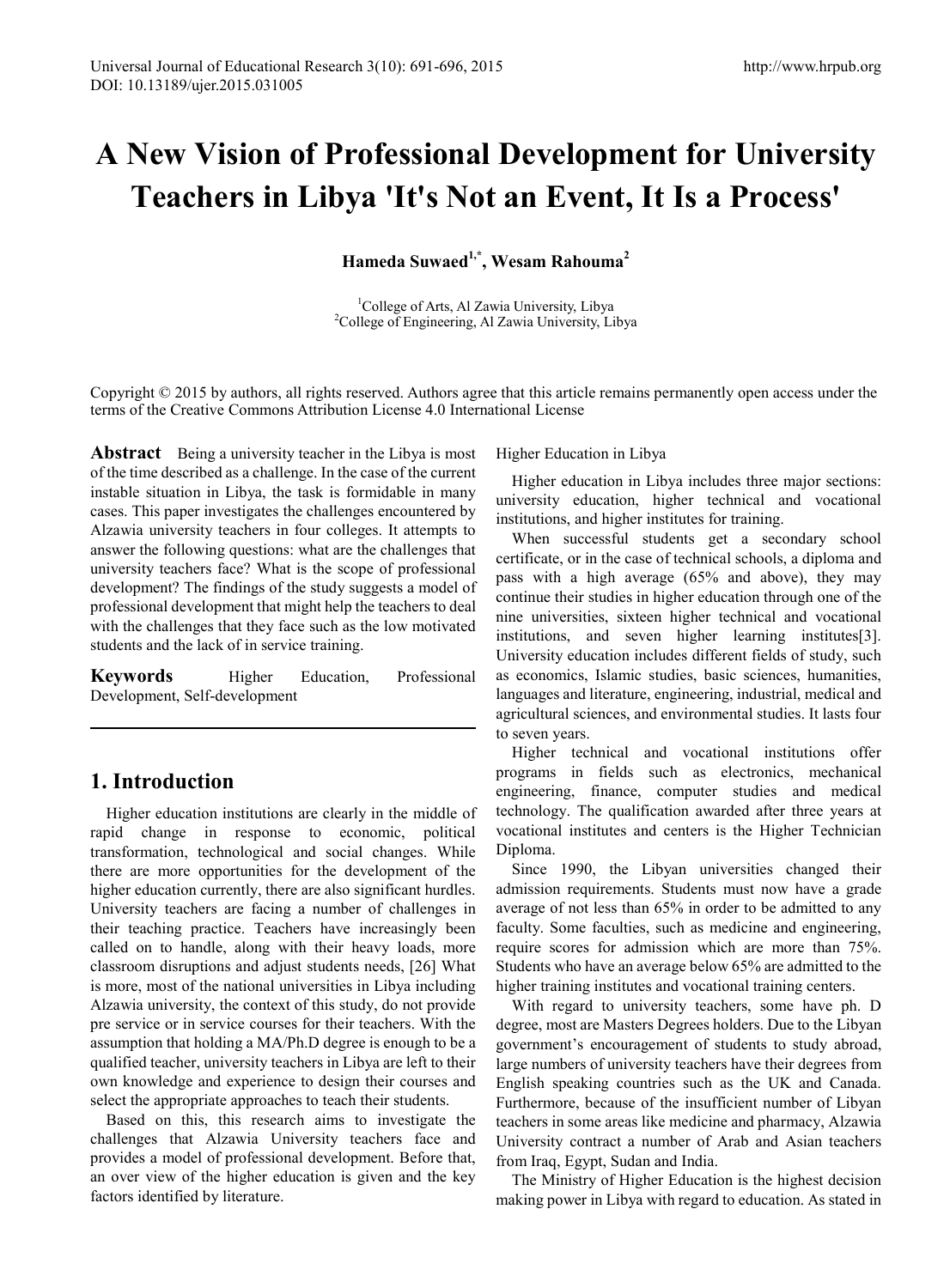# A New Vision of Professional Development for University Teachers in Libya 'It's Not an Event, It Is a Process'

**Hameda Suwaed[1,*], Wesam Rahouma[2]**

[1]College of Arts, Al Zawia University, Libya
[2]College of Engineering, Al Zawia University, Libya

Copyright © 2015 by authors, all rights reserved. Authors agree that this article remains permanently open access under the terms of the Creative Commons Attribution License 4.0 International License

**Abstract** Being a university teacher in the Libya is most of the time described as a challenge. In the case of the current instable situation in Libya, the task is formidable in many cases. This paper investigates the challenges encountered by Alzawia university teachers in four colleges. It attempts to answer the following questions: what are the challenges that university teachers face? What is the scope of professional development? The findings of the study suggests a model of professional development that might help the teachers to deal with the challenges that they face such as the low motivated students and the lack of in service training.

**Keywords** Higher Education, Professional Development, Self-development

## 1. Introduction

Higher education institutions are clearly in the middle of rapid change in response to economic, political transformation, technological and social changes. While there are more opportunities for the development of the higher education currently, there are also significant hurdles. University teachers are facing a number of challenges in their teaching practice. Teachers have increasingly been called on to handle, along with their heavy loads, more classroom disruptions and adjust students needs, [26] What is more, most of the national universities in Libya including Alzawia university, the context of this study, do not provide pre service or in service courses for their teachers. With the assumption that holding a MA/Ph.D degree is enough to be a qualified teacher, university teachers in Libya are left to their own knowledge and experience to design their courses and select the appropriate approaches to teach their students.

Based on this, this research aims to investigate the challenges that Alzawia University teachers face and provides a model of professional development. Before that, an over view of the higher education is given and the key factors identified by literature.

Higher Education in Libya

Higher education in Libya includes three major sections: university education, higher technical and vocational institutions, and higher institutes for training.

When successful students get a secondary school certificate, or in the case of technical schools, a diploma and pass with a high average (65% and above), they may continue their studies in higher education through one of the nine universities, sixteen higher technical and vocational institutions, and seven higher learning institutes[3]. University education includes different fields of study, such as economics, Islamic studies, basic sciences, humanities, languages and literature, engineering, industrial, medical and agricultural sciences, and environmental studies. It lasts four to seven years.

Higher technical and vocational institutions offer programs in fields such as electronics, mechanical engineering, finance, computer studies and medical technology. The qualification awarded after three years at vocational institutes and centers is the Higher Technician Diploma.

Since 1990, the Libyan universities changed their admission requirements. Students must now have a grade average of not less than 65% in order to be admitted to any faculty. Some faculties, such as medicine and engineering, require scores for admission which are more than 75%. Students who have an average below 65% are admitted to the higher training institutes and vocational training centers.

With regard to university teachers, some have ph. D degree, most are Masters Degrees holders. Due to the Libyan government's encouragement of students to study abroad, large numbers of university teachers have their degrees from English speaking countries such as the UK and Canada. Furthermore, because of the insufficient number of Libyan teachers in some areas like medicine and pharmacy, Alzawia University contract a number of Arab and Asian teachers from Iraq, Egypt, Sudan and India.

The Ministry of Higher Education is the highest decision making power in Libya with regard to education. As stated in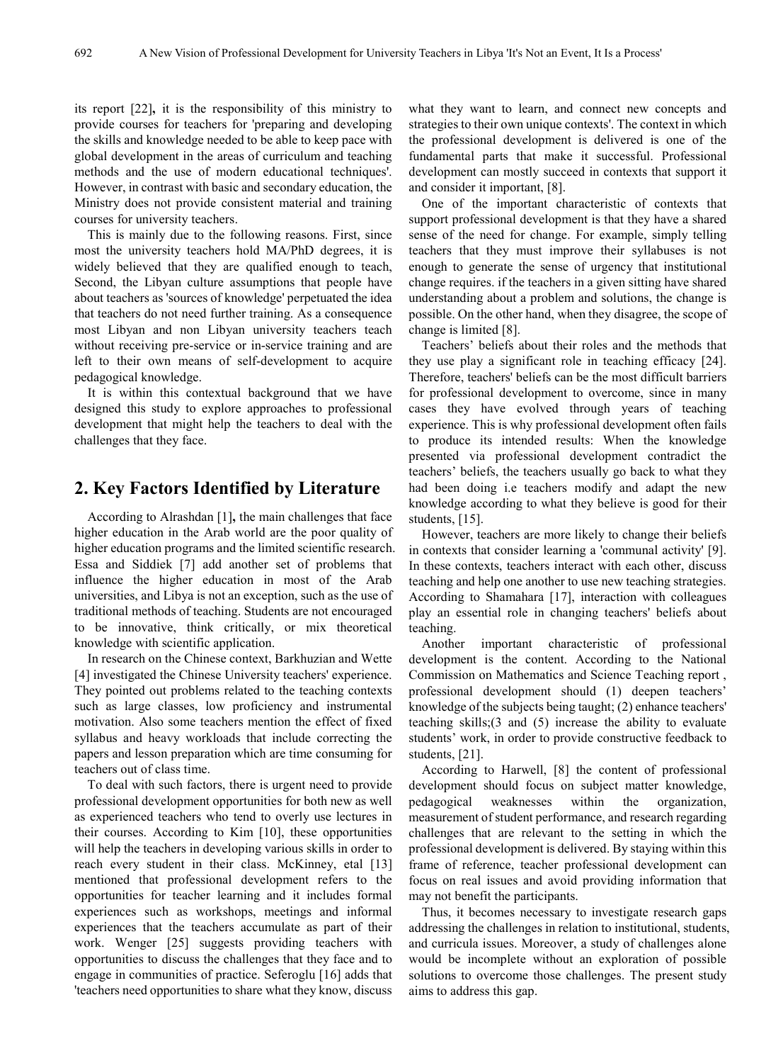its report [22], it is the responsibility of this ministry to provide courses for teachers for 'preparing and developing the skills and knowledge needed to be able to keep pace with global development in the areas of curriculum and teaching methods and the use of modern educational techniques'. However, in contrast with basic and secondary education, the Ministry does not provide consistent material and training courses for university teachers.

This is mainly due to the following reasons. First, since most the university teachers hold MA/PhD degrees, it is widely believed that they are qualified enough to teach, Second, the Libyan culture assumptions that people have about teachers as 'sources of knowledge' perpetuated the idea that teachers do not need further training. As a consequence most Libyan and non Libyan university teachers teach without receiving pre-service or in-service training and are left to their own means of self-development to acquire pedagogical knowledge.

It is within this contextual background that we have designed this study to explore approaches to professional development that might help the teachers to deal with the challenges that they face.

## 2. Key Factors Identified by Literature

According to Alrashdan [1], the main challenges that face higher education in the Arab world are the poor quality of higher education programs and the limited scientific research. Essa and Siddiek [7] add another set of problems that influence the higher education in most of the Arab universities, and Libya is not an exception, such as the use of traditional methods of teaching. Students are not encouraged to be innovative, think critically, or mix theoretical knowledge with scientific application.

In research on the Chinese context, Barkhuzian and Wette [4] investigated the Chinese University teachers' experience. They pointed out problems related to the teaching contexts such as large classes, low proficiency and instrumental motivation. Also some teachers mention the effect of fixed syllabus and heavy workloads that include correcting the papers and lesson preparation which are time consuming for teachers out of class time.

To deal with such factors, there is urgent need to provide professional development opportunities for both new as well as experienced teachers who tend to overly use lectures in their courses. According to Kim [10], these opportunities will help the teachers in developing various skills in order to reach every student in their class. McKinney, etal [13] mentioned that professional development refers to the opportunities for teacher learning and it includes formal experiences such as workshops, meetings and informal experiences that the teachers accumulate as part of their work. Wenger [25] suggests providing teachers with opportunities to discuss the challenges that they face and to engage in communities of practice. Seferoglu [16] adds that 'teachers need opportunities to share what they know, discuss what they want to learn, and connect new concepts and strategies to their own unique contexts'. The context in which the professional development is delivered is one of the fundamental parts that make it successful. Professional development can mostly succeed in contexts that support it and consider it important, [8].

One of the important characteristic of contexts that support professional development is that they have a shared sense of the need for change. For example, simply telling teachers that they must improve their syllabuses is not enough to generate the sense of urgency that institutional change requires. if the teachers in a given sitting have shared understanding about a problem and solutions, the change is possible. On the other hand, when they disagree, the scope of change is limited [8].

Teachers' beliefs about their roles and the methods that they use play a significant role in teaching efficacy [24]. Therefore, teachers' beliefs can be the most difficult barriers for professional development to overcome, since in many cases they have evolved through years of teaching experience. This is why professional development often fails to produce its intended results: When the knowledge presented via professional development contradict the teachers' beliefs, the teachers usually go back to what they had been doing i.e teachers modify and adapt the new knowledge according to what they believe is good for their students, [15].

However, teachers are more likely to change their beliefs in contexts that consider learning a 'communal activity' [9]. In these contexts, teachers interact with each other, discuss teaching and help one another to use new teaching strategies. According to Shamahara [17], interaction with colleagues play an essential role in changing teachers' beliefs about teaching.

Another important characteristic of professional development is the content. According to the National Commission on Mathematics and Science Teaching report , professional development should (1) deepen teachers' knowledge of the subjects being taught; (2) enhance teachers' teaching skills;(3 and (5) increase the ability to evaluate students' work, in order to provide constructive feedback to students, [21].

According to Harwell, [8] the content of professional development should focus on subject matter knowledge, pedagogical weaknesses within the organization, measurement of student performance, and research regarding challenges that are relevant to the setting in which the professional development is delivered. By staying within this frame of reference, teacher professional development can focus on real issues and avoid providing information that may not benefit the participants.

Thus, it becomes necessary to investigate research gaps addressing the challenges in relation to institutional, students, and curricula issues. Moreover, a study of challenges alone would be incomplete without an exploration of possible solutions to overcome those challenges. The present study aims to address this gap.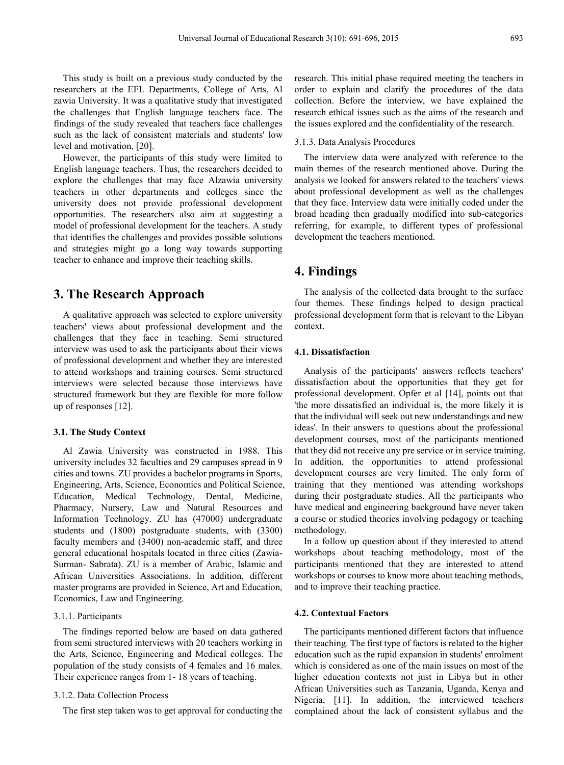This study is built on a previous study conducted by the researchers at the EFL Departments, College of Arts, Al zawia University. It was a qualitative study that investigated the challenges that English language teachers face. The findings of the study revealed that teachers face challenges such as the lack of consistent materials and students' low level and motivation, [20].

However, the participants of this study were limited to English language teachers. Thus, the researchers decided to explore the challenges that may face Alzawia university teachers in other departments and colleges since the university does not provide professional development opportunities. The researchers also aim at suggesting a model of professional development for the teachers. A study that identifies the challenges and provides possible solutions and strategies might go a long way towards supporting teacher to enhance and improve their teaching skills.

## 3. The Research Approach

A qualitative approach was selected to explore university teachers' views about professional development and the challenges that they face in teaching. Semi structured interview was used to ask the participants about their views of professional development and whether they are interested to attend workshops and training courses. Semi structured interviews were selected because those interviews have structured framework but they are flexible for more follow up of responses [12].

### 3.1. The Study Context

Al Zawia University was constructed in 1988. This university includes 32 faculties and 29 campuses spread in 9 cities and towns. ZU provides a bachelor programs in Sports, Engineering, Arts, Science, Economics and Political Science, Education, Medical Technology, Dental, Medicine, Pharmacy, Nursery, Law and Natural Resources and Information Technology. ZU has (47000) undergraduate students and (1800) postgraduate students, with (3300) faculty members and (3400) non-academic staff, and three general educational hospitals located in three cities (Zawia-Surman- Sabrata). ZU is a member of Arabic, Islamic and African Universities Associations. In addition, different master programs are provided in Science, Art and Education, Economics, Law and Engineering.

#### 3.1.1. Participants

The findings reported below are based on data gathered from semi structured interviews with 20 teachers working in the Arts, Science, Engineering and Medical colleges. The population of the study consists of 4 females and 16 males. Their experience ranges from 1- 18 years of teaching.

#### 3.1.2. Data Collection Process

The first step taken was to get approval for conducting the research. This initial phase required meeting the teachers in order to explain and clarify the procedures of the data collection. Before the interview, we have explained the research ethical issues such as the aims of the research and the issues explored and the confidentiality of the research.

#### 3.1.3. Data Analysis Procedures

The interview data were analyzed with reference to the main themes of the research mentioned above. During the analysis we looked for answers related to the teachers' views about professional development as well as the challenges that they face. Interview data were initially coded under the broad heading then gradually modified into sub-categories referring, for example, to different types of professional development the teachers mentioned.

## 4. Findings

The analysis of the collected data brought to the surface four themes. These findings helped to design practical professional development form that is relevant to the Libyan context.

### 4.1. Dissatisfaction

Analysis of the participants' answers reflects teachers' dissatisfaction about the opportunities that they get for professional development. Opfer et al [14], points out that 'the more dissatisfied an individual is, the more likely it is that the individual will seek out new understandings and new ideas'. In their answers to questions about the professional development courses, most of the participants mentioned that they did not receive any pre service or in service training. In addition, the opportunities to attend professional development courses are very limited. The only form of training that they mentioned was attending workshops during their postgraduate studies. All the participants who have medical and engineering background have never taken a course or studied theories involving pedagogy or teaching methodology.

In a follow up question about if they interested to attend workshops about teaching methodology, most of the participants mentioned that they are interested to attend workshops or courses to know more about teaching methods, and to improve their teaching practice.

### 4.2. Contextual Factors

The participants mentioned different factors that influence their teaching. The first type of factors is related to the higher education such as the rapid expansion in students' enrolment which is considered as one of the main issues on most of the higher education contexts not just in Libya but in other African Universities such as Tanzania, Uganda, Kenya and Nigeria, [11]. In addition, the interviewed teachers complained about the lack of consistent syllabus and the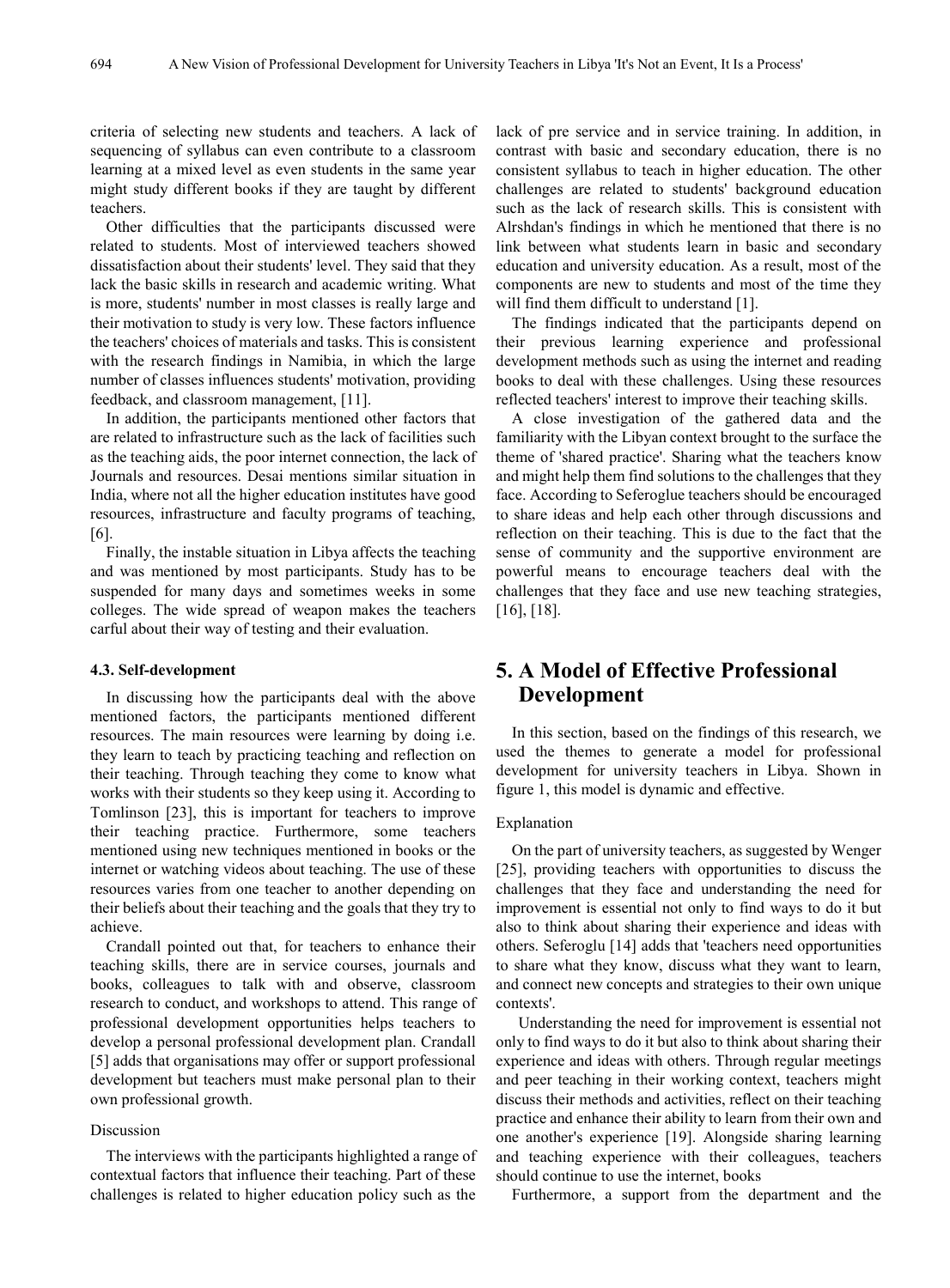criteria of selecting new students and teachers. A lack of sequencing of syllabus can even contribute to a classroom learning at a mixed level as even students in the same year might study different books if they are taught by different teachers.

Other difficulties that the participants discussed were related to students. Most of interviewed teachers showed dissatisfaction about their students' level. They said that they lack the basic skills in research and academic writing. What is more, students' number in most classes is really large and their motivation to study is very low. These factors influence the teachers' choices of materials and tasks. This is consistent with the research findings in Namibia, in which the large number of classes influences students' motivation, providing feedback, and classroom management, [11].

In addition, the participants mentioned other factors that are related to infrastructure such as the lack of facilities such as the teaching aids, the poor internet connection, the lack of Journals and resources. Desai mentions similar situation in India, where not all the higher education institutes have good resources, infrastructure and faculty programs of teaching, [6].

Finally, the instable situation in Libya affects the teaching and was mentioned by most participants. Study has to be suspended for many days and sometimes weeks in some colleges. The wide spread of weapon makes the teachers carful about their way of testing and their evaluation.

### 4.3. Self-development

In discussing how the participants deal with the above mentioned factors, the participants mentioned different resources. The main resources were learning by doing i.e. they learn to teach by practicing teaching and reflection on their teaching. Through teaching they come to know what works with their students so they keep using it. According to Tomlinson [23], this is important for teachers to improve their teaching practice. Furthermore, some teachers mentioned using new techniques mentioned in books or the internet or watching videos about teaching. The use of these resources varies from one teacher to another depending on their beliefs about their teaching and the goals that they try to achieve.

Crandall pointed out that, for teachers to enhance their teaching skills, there are in service courses, journals and books, colleagues to talk with and observe, classroom research to conduct, and workshops to attend. This range of professional development opportunities helps teachers to develop a personal professional development plan. Crandall [5] adds that organisations may offer or support professional development but teachers must make personal plan to their own professional growth.

Discussion

The interviews with the participants highlighted a range of contextual factors that influence their teaching. Part of these challenges is related to higher education policy such as the lack of pre service and in service training. In addition, in contrast with basic and secondary education, there is no consistent syllabus to teach in higher education. The other challenges are related to students' background education such as the lack of research skills. This is consistent with Alrshdan's findings in which he mentioned that there is no link between what students learn in basic and secondary education and university education. As a result, most of the components are new to students and most of the time they will find them difficult to understand [1].

The findings indicated that the participants depend on their previous learning experience and professional development methods such as using the internet and reading books to deal with these challenges. Using these resources reflected teachers' interest to improve their teaching skills.

A close investigation of the gathered data and the familiarity with the Libyan context brought to the surface the theme of 'shared practice'. Sharing what the teachers know and might help them find solutions to the challenges that they face. According to Seferoglue teachers should be encouraged to share ideas and help each other through discussions and reflection on their teaching. This is due to the fact that the sense of community and the supportive environment are powerful means to encourage teachers deal with the challenges that they face and use new teaching strategies, [16], [18].

## 5. A Model of Effective Professional Development

In this section, based on the findings of this research, we used the themes to generate a model for professional development for university teachers in Libya. Shown in figure 1, this model is dynamic and effective.

Explanation

On the part of university teachers, as suggested by Wenger [25], providing teachers with opportunities to discuss the challenges that they face and understanding the need for improvement is essential not only to find ways to do it but also to think about sharing their experience and ideas with others. Seferoglu [14] adds that 'teachers need opportunities to share what they know, discuss what they want to learn, and connect new concepts and strategies to their own unique contexts'.

Understanding the need for improvement is essential not only to find ways to do it but also to think about sharing their experience and ideas with others. Through regular meetings and peer teaching in their working context, teachers might discuss their methods and activities, reflect on their teaching practice and enhance their ability to learn from their own and one another's experience [19]. Alongside sharing learning and teaching experience with their colleagues, teachers should continue to use the internet, books

Furthermore, a support from the department and the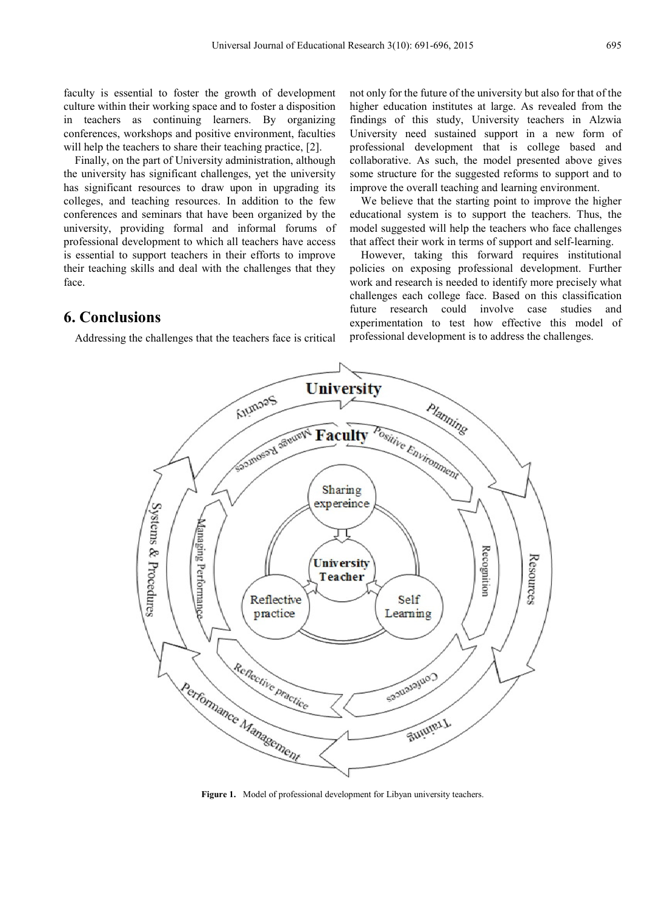faculty is essential to foster the growth of development culture within their working space and to foster a disposition in teachers as continuing learners. By organizing conferences, workshops and positive environment, faculties will help the teachers to share their teaching practice, [2].

Finally, on the part of University administration, although the university has significant challenges, yet the university has significant resources to draw upon in upgrading its colleges, and teaching resources. In addition to the few conferences and seminars that have been organized by the university, providing formal and informal forums of professional development to which all teachers have access is essential to support teachers in their efforts to improve their teaching skills and deal with the challenges that they face.

## 6. Conclusions

Addressing the challenges that the teachers face is critical not only for the future of the university but also for that of the higher education institutes at large. As revealed from the findings of this study, University teachers in Alzwia University need sustained support in a new form of professional development that is college based and collaborative. As such, the model presented above gives some structure for the suggested reforms to support and to improve the overall teaching and learning environment.

We believe that the starting point to improve the higher educational system is to support the teachers. Thus, the model suggested will help the teachers who face challenges that affect their work in terms of support and self-learning.

However, taking this forward requires institutional policies on exposing professional development. Further work and research is needed to identify more precisely what challenges each college face. Based on this classification future research could involve case studies and experimentation to test how effective this model of professional development is to address the challenges.

**Figure 1.** Model of professional development for Libyan university teachers.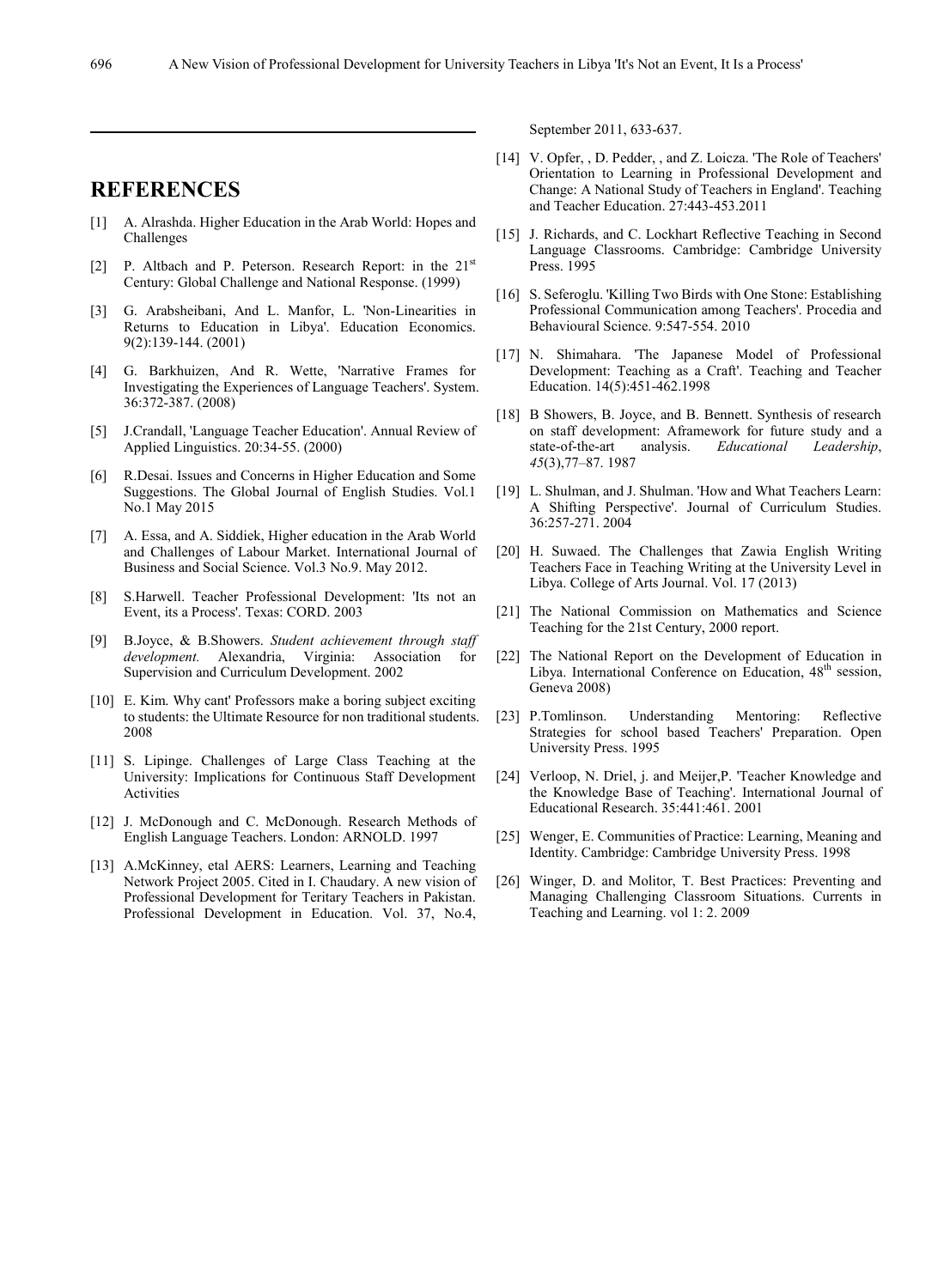## REFERENCES

[1] A. Alrashda. Higher Education in the Arab World: Hopes and Challenges

[2] P. Altbach and P. Peterson. Research Report: in the 21st Century: Global Challenge and National Response. (1999)

[3] G. Arabsheibani, And L. Manfor, L. 'Non-Linearities in Returns to Education in Libya'. Education Economics. 9(2):139-144. (2001)

[4] G. Barkhuizen, And R. Wette, 'Narrative Frames for Investigating the Experiences of Language Teachers'. System. 36:372-387. (2008)

[5] J.Crandall, 'Language Teacher Education'. Annual Review of Applied Linguistics. 20:34-55. (2000)

[6] R.Desai. Issues and Concerns in Higher Education and Some Suggestions. The Global Journal of English Studies. Vol.1 No.1 May 2015

[7] A. Essa, and A. Siddiek, Higher education in the Arab World and Challenges of Labour Market. International Journal of Business and Social Science. Vol.3 No.9. May 2012.

[8] S.Harwell. Teacher Professional Development: 'Its not an Event, its a Process'. Texas: CORD. 2003

[9] B.Joyce, & B.Showers. *Student achievement through staff development.* Alexandria, Virginia: Association for Supervision and Curriculum Development. 2002

[10] E. Kim. Why cant' Professors make a boring subject exciting to students: the Ultimate Resource for non traditional students. 2008

[11] S. Lipinge. Challenges of Large Class Teaching at the University: Implications for Continuous Staff Development Activities

[12] J. McDonough and C. McDonough. Research Methods of English Language Teachers. London: ARNOLD. 1997

[13] A.McKinney, etal AERS: Learners, Learning and Teaching Network Project 2005. Cited in I. Chaudary. A new vision of Professional Development for Teritary Teachers in Pakistan. Professional Development in Education. Vol. 37, No.4, September 2011, 633-637.

[14] V. Opfer, , D. Pedder, , and Z. Loicza. 'The Role of Teachers' Orientation to Learning in Professional Development and Change: A National Study of Teachers in England'. Teaching and Teacher Education. 27:443-453.2011

[15] J. Richards, and C. Lockhart Reflective Teaching in Second Language Classrooms. Cambridge: Cambridge University Press. 1995

[16] S. Seferoglu. 'Killing Two Birds with One Stone: Establishing Professional Communication among Teachers'. Procedia and Behavioural Science. 9:547-554. 2010

[17] N. Shimahara. 'The Japanese Model of Professional Development: Teaching as a Craft'. Teaching and Teacher Education. 14(5):451-462.1998

[18] B Showers, B. Joyce, and B. Bennett. Synthesis of research on staff development: Aframework for future study and a state-of-the-art analysis. *Educational Leadership*, *45*(3),77–87. 1987

[19] L. Shulman, and J. Shulman. 'How and What Teachers Learn: A Shifting Perspective'. Journal of Curriculum Studies. 36:257-271. 2004

[20] H. Suwaed. The Challenges that Zawia English Writing Teachers Face in Teaching Writing at the University Level in Libya. College of Arts Journal. Vol. 17 (2013)

[21] The National Commission on Mathematics and Science Teaching for the 21st Century, 2000 report.

[22] The National Report on the Development of Education in Libya. International Conference on Education, 48th session, Geneva 2008)

[23] P.Tomlinson. Understanding Mentoring: Reflective Strategies for school based Teachers' Preparation. Open University Press. 1995

[24] Verloop, N. Driel, j. and Meijer,P. 'Teacher Knowledge and the Knowledge Base of Teaching'. International Journal of Educational Research. 35:441:461. 2001

[25] Wenger, E. Communities of Practice: Learning, Meaning and Identity. Cambridge: Cambridge University Press. 1998

[26] Winger, D. and Molitor, T. Best Practices: Preventing and Managing Challenging Classroom Situations. Currents in Teaching and Learning. vol 1: 2. 2009